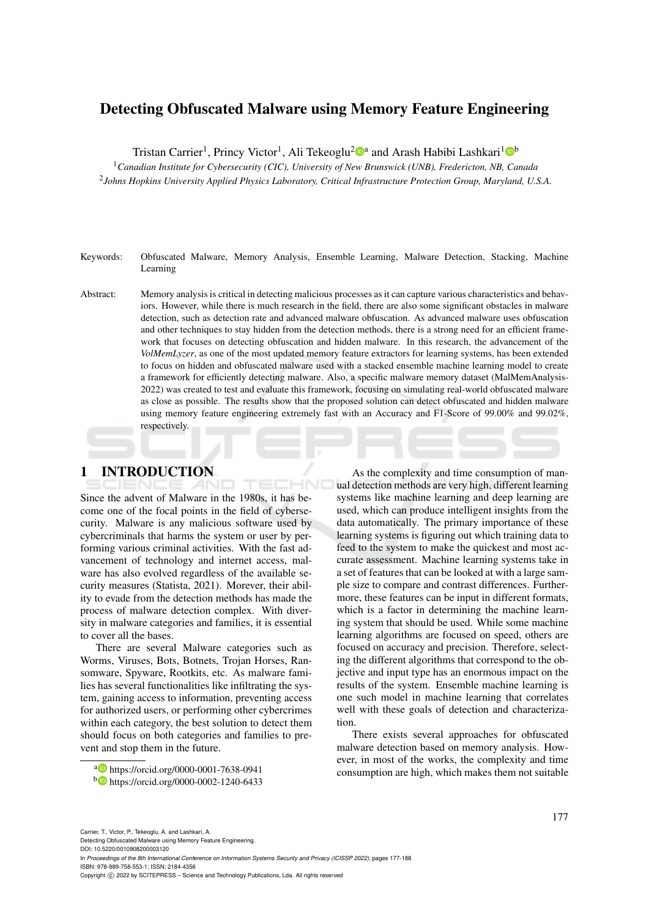# Detecting Obfuscated Malware using Memory Feature Engineering

Tristan Carrier[1], Princy Victor[1], Ali Tekeoglu[2][a] and Arash Habibi Lashkari[1][b]

[1]*Canadian Institute for Cybersecurity (CIC), University of New Brunswick (UNB), Fredericton, NB, Canada*
[2]*Johns Hopkins University Applied Physics Laboratory, Critical Infrastructure Protection Group, Maryland, U.S.A.*

Keywords: Obfuscated Malware, Memory Analysis, Ensemble Learning, Malware Detection, Stacking, Machine Learning

Abstract: Memory analysis is critical in detecting malicious processes as it can capture various characteristics and behaviors. However, while there is much research in the field, there are also some significant obstacles in malware detection, such as detection rate and advanced malware obfuscation. As advanced malware uses obfuscation and other techniques to stay hidden from the detection methods, there is a strong need for an efficient framework that focuses on detecting obfuscation and hidden malware. In this research, the advancement of the *VolMemLyzer*, as one of the most updated memory feature extractors for learning systems, has been extended to focus on hidden and obfuscated malware used with a stacked ensemble machine learning model to create a framework for efficiently detecting malware. Also, a specific malware memory dataset (MalMemAnalysis-2022) was created to test and evaluate this framework, focusing on simulating real-world obfuscated malware as close as possible. The results show that the proposed solution can detect obfuscated and hidden malware using memory feature engineering extremely fast with an Accuracy and F1-Score of 99.00% and 99.02%, respectively.

## 1 INTRODUCTION

Since the advent of Malware in the 1980s, it has become one of the focal points in the field of cybersecurity. Malware is any malicious software used by cybercriminals that harms the system or user by performing various criminal activities. With the fast advancement of technology and internet access, malware has also evolved regardless of the available security measures (Statista, 2021). Morever, their ability to evade from the detection methods has made the process of malware detection complex. With diversity in malware categories and families, it is essential to cover all the bases.

There are several Malware categories such as Worms, Viruses, Bots, Botnets, Trojan Horses, Ransomware, Spyware, Rootkits, etc. As malware families has several functionalities like infiltrating the system, gaining access to information, preventing access for authorized users, or performing other cybercrimes within each category, the best solution to detect them should focus on both categories and families to prevent and stop them in the future.

As the complexity and time consumption of manual detection methods are very high, different learning systems like machine learning and deep learning are used, which can produce intelligent insights from the data automatically. The primary importance of these learning systems is figuring out which training data to feed to the system to make the quickest and most accurate assessment. Machine learning systems take in a set of features that can be looked at with a large sample size to compare and contrast differences. Furthermore, these features can be input in different formats, which is a factor in determining the machine learning system that should be used. While some machine learning algorithms are focused on speed, others are focused on accuracy and precision. Therefore, selecting the different algorithms that correspond to the objective and input type has an enormous impact on the results of the system. Ensemble machine learning is one such model in machine learning that correlates well with these goals of detection and characterization.

There exists several approaches for obfuscated malware detection based on memory analysis. However, in most of the works, the complexity and time consumption are high, which makes them not suitable

[a] https://orcid.org/0000-0001-7638-0941
[b] https://orcid.org/0000-0002-1240-6433

Carrier, T., Victor, P., Tekeoglu, A. and Lashkari, A.
Detecting Obfuscated Malware using Memory Feature Engineering.
DOI: 10.5220/0010908200003120
In *Proceedings of the 8th International Conference on Information Systems Security and Privacy (ICISSP 2022)*, pages 177-188
ISBN: 978-989-758-553-1; ISSN: 2184-4356
Copyright © 2022 by SCITEPRESS – Science and Technology Publications, Lda. All rights reserved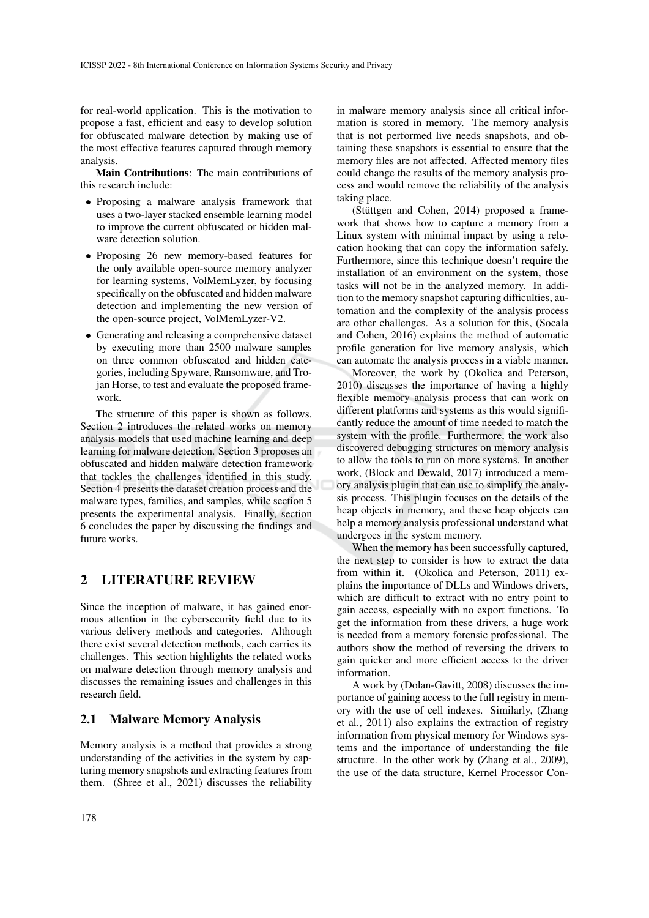for real-world application. This is the motivation to propose a fast, efficient and easy to develop solution for obfuscated malware detection by making use of the most effective features captured through memory analysis.

**Main Contributions**: The main contributions of this research include:

- Proposing a malware analysis framework that uses a two-layer stacked ensemble learning model to improve the current obfuscated or hidden malware detection solution.
- Proposing 26 new memory-based features for the only available open-source memory analyzer for learning systems, VolMemLyzer, by focusing specifically on the obfuscated and hidden malware detection and implementing the new version of the open-source project, VolMemLyzer-V2.
- Generating and releasing a comprehensive dataset by executing more than 2500 malware samples on three common obfuscated and hidden categories, including Spyware, Ransomware, and Trojan Horse, to test and evaluate the proposed framework.

The structure of this paper is shown as follows. Section 2 introduces the related works on memory analysis models that used machine learning and deep learning for malware detection. Section 3 proposes an obfuscated and hidden malware detection framework that tackles the challenges identified in this study. Section 4 presents the dataset creation process and the malware types, families, and samples, while section 5 presents the experimental analysis. Finally, section 6 concludes the paper by discussing the findings and future works.

## 2 LITERATURE REVIEW

Since the inception of malware, it has gained enormous attention in the cybersecurity field due to its various delivery methods and categories. Although there exist several detection methods, each carries its challenges. This section highlights the related works on malware detection through memory analysis and discusses the remaining issues and challenges in this research field.

### 2.1 Malware Memory Analysis

Memory analysis is a method that provides a strong understanding of the activities in the system by capturing memory snapshots and extracting features from them. (Shree et al., 2021) discusses the reliability in malware memory analysis since all critical information is stored in memory. The memory analysis that is not performed live needs snapshots, and obtaining these snapshots is essential to ensure that the memory files are not affected. Affected memory files could change the results of the memory analysis process and would remove the reliability of the analysis taking place.

(Stüttgen and Cohen, 2014) proposed a framework that shows how to capture a memory from a Linux system with minimal impact by using a relocation hooking that can copy the information safely. Furthermore, since this technique doesn't require the installation of an environment on the system, those tasks will not be in the analyzed memory. In addition to the memory snapshot capturing difficulties, automation and the complexity of the analysis process are other challenges. As a solution for this, (Socala and Cohen, 2016) explains the method of automatic profile generation for live memory analysis, which can automate the analysis process in a viable manner.

Moreover, the work by (Okolica and Peterson, 2010) discusses the importance of having a highly flexible memory analysis process that can work on different platforms and systems as this would significantly reduce the amount of time needed to match the system with the profile. Furthermore, the work also discovered debugging structures on memory analysis to allow the tools to run on more systems. In another work, (Block and Dewald, 2017) introduced a memory analysis plugin that can use to simplify the analysis process. This plugin focuses on the details of the heap objects in memory, and these heap objects can help a memory analysis professional understand what undergoes in the system memory.

When the memory has been successfully captured, the next step to consider is how to extract the data from within it. (Okolica and Peterson, 2011) explains the importance of DLLs and Windows drivers, which are difficult to extract with no entry point to gain access, especially with no export functions. To get the information from these drivers, a huge work is needed from a memory forensic professional. The authors show the method of reversing the drivers to gain quicker and more efficient access to the driver information.

A work by (Dolan-Gavitt, 2008) discusses the importance of gaining access to the full registry in memory with the use of cell indexes. Similarly, (Zhang et al., 2011) also explains the extraction of registry information from physical memory for Windows systems and the importance of understanding the file structure. In the other work by (Zhang et al., 2009), the use of the data structure, Kernel Processor Con-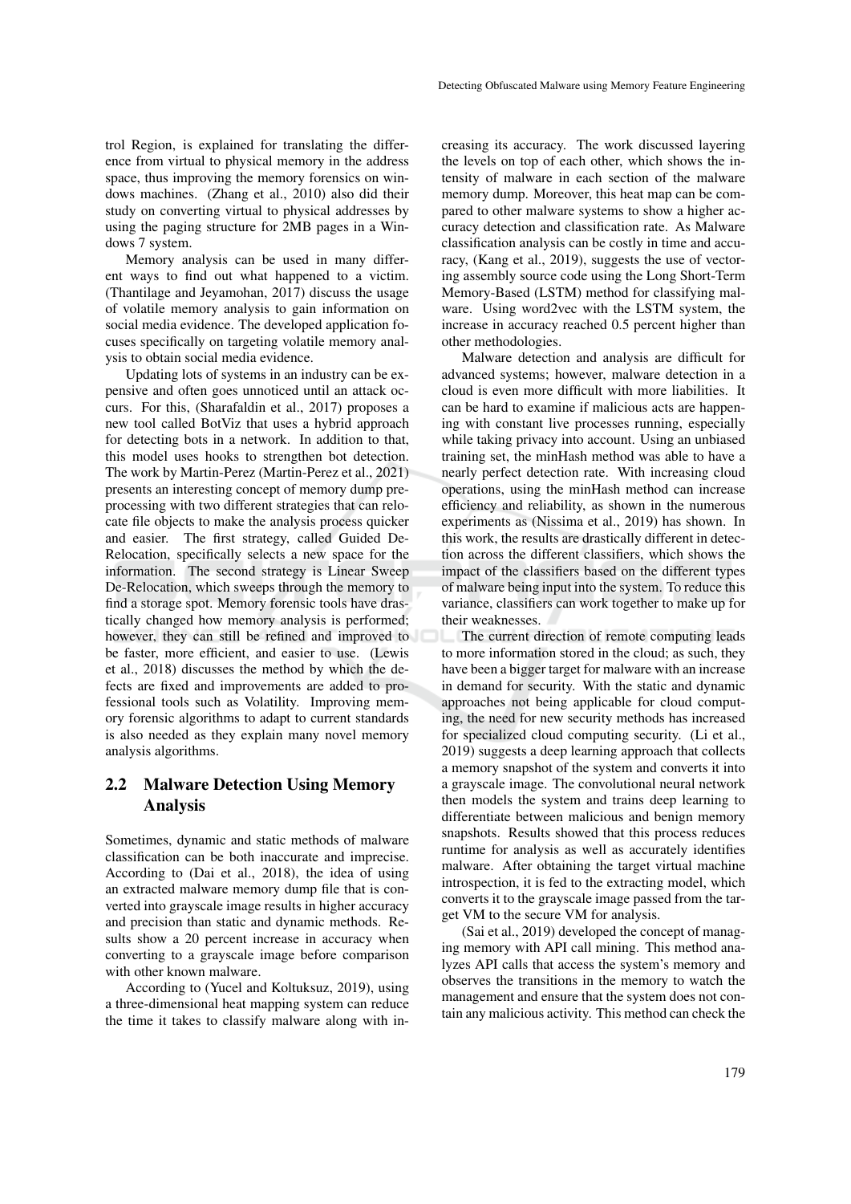trol Region, is explained for translating the difference from virtual to physical memory in the address space, thus improving the memory forensics on windows machines. (Zhang et al., 2010) also did their study on converting virtual to physical addresses by using the paging structure for 2MB pages in a Windows 7 system.

Memory analysis can be used in many different ways to find out what happened to a victim. (Thantilage and Jeyamohan, 2017) discuss the usage of volatile memory analysis to gain information on social media evidence. The developed application focuses specifically on targeting volatile memory analysis to obtain social media evidence.

Updating lots of systems in an industry can be expensive and often goes unnoticed until an attack occurs. For this, (Sharafaldin et al., 2017) proposes a new tool called BotViz that uses a hybrid approach for detecting bots in a network. In addition to that, this model uses hooks to strengthen bot detection. The work by Martin-Perez (Martin-Perez et al., 2021) presents an interesting concept of memory dump preprocessing with two different strategies that can relocate file objects to make the analysis process quicker and easier. The first strategy, called Guided De-Relocation, specifically selects a new space for the information. The second strategy is Linear Sweep De-Relocation, which sweeps through the memory to find a storage spot. Memory forensic tools have drastically changed how memory analysis is performed; however, they can still be refined and improved to be faster, more efficient, and easier to use. (Lewis et al., 2018) discusses the method by which the defects are fixed and improvements are added to professional tools such as Volatility. Improving memory forensic algorithms to adapt to current standards is also needed as they explain many novel memory analysis algorithms.

## 2.2 Malware Detection Using Memory Analysis

Sometimes, dynamic and static methods of malware classification can be both inaccurate and imprecise. According to (Dai et al., 2018), the idea of using an extracted malware memory dump file that is converted into grayscale image results in higher accuracy and precision than static and dynamic methods. Results show a 20 percent increase in accuracy when converting to a grayscale image before comparison with other known malware.

According to (Yucel and Koltuksuz, 2019), using a three-dimensional heat mapping system can reduce the time it takes to classify malware along with increasing its accuracy. The work discussed layering the levels on top of each other, which shows the intensity of malware in each section of the malware memory dump. Moreover, this heat map can be compared to other malware systems to show a higher accuracy detection and classification rate. As Malware classification analysis can be costly in time and accuracy, (Kang et al., 2019), suggests the use of vectoring assembly source code using the Long Short-Term Memory-Based (LSTM) method for classifying malware. Using word2vec with the LSTM system, the increase in accuracy reached 0.5 percent higher than other methodologies.

Malware detection and analysis are difficult for advanced systems; however, malware detection in a cloud is even more difficult with more liabilities. It can be hard to examine if malicious acts are happening with constant live processes running, especially while taking privacy into account. Using an unbiased training set, the minHash method was able to have a nearly perfect detection rate. With increasing cloud operations, using the minHash method can increase efficiency and reliability, as shown in the numerous experiments as (Nissima et al., 2019) has shown. In this work, the results are drastically different in detection across the different classifiers, which shows the impact of the classifiers based on the different types of malware being input into the system. To reduce this variance, classifiers can work together to make up for their weaknesses.

The current direction of remote computing leads to more information stored in the cloud; as such, they have been a bigger target for malware with an increase in demand for security. With the static and dynamic approaches not being applicable for cloud computing, the need for new security methods has increased for specialized cloud computing security. (Li et al., 2019) suggests a deep learning approach that collects a memory snapshot of the system and converts it into a grayscale image. The convolutional neural network then models the system and trains deep learning to differentiate between malicious and benign memory snapshots. Results showed that this process reduces runtime for analysis as well as accurately identifies malware. After obtaining the target virtual machine introspection, it is fed to the extracting model, which converts it to the grayscale image passed from the target VM to the secure VM for analysis.

(Sai et al., 2019) developed the concept of managing memory with API call mining. This method analyzes API calls that access the system's memory and observes the transitions in the memory to watch the management and ensure that the system does not contain any malicious activity. This method can check the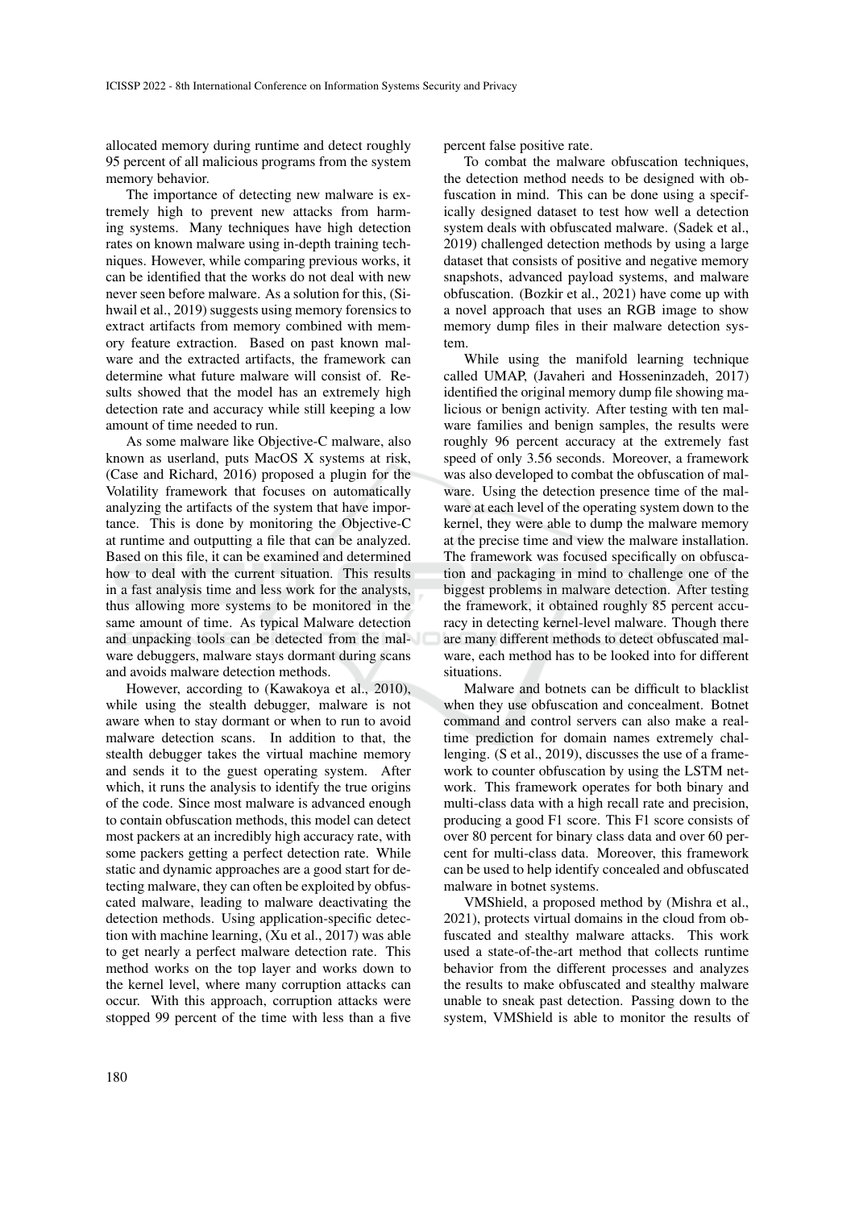allocated memory during runtime and detect roughly 95 percent of all malicious programs from the system memory behavior.

The importance of detecting new malware is extremely high to prevent new attacks from harming systems. Many techniques have high detection rates on known malware using in-depth training techniques. However, while comparing previous works, it can be identified that the works do not deal with new never seen before malware. As a solution for this, (Sihwail et al., 2019) suggests using memory forensics to extract artifacts from memory combined with memory feature extraction. Based on past known malware and the extracted artifacts, the framework can determine what future malware will consist of. Results showed that the model has an extremely high detection rate and accuracy while still keeping a low amount of time needed to run.

As some malware like Objective-C malware, also known as userland, puts MacOS X systems at risk, (Case and Richard, 2016) proposed a plugin for the Volatility framework that focuses on automatically analyzing the artifacts of the system that have importance. This is done by monitoring the Objective-C at runtime and outputting a file that can be analyzed. Based on this file, it can be examined and determined how to deal with the current situation. This results in a fast analysis time and less work for the analysts, thus allowing more systems to be monitored in the same amount of time. As typical Malware detection and unpacking tools can be detected from the malware debuggers, malware stays dormant during scans and avoids malware detection methods.

However, according to (Kawakoya et al., 2010), while using the stealth debugger, malware is not aware when to stay dormant or when to run to avoid malware detection scans. In addition to that, the stealth debugger takes the virtual machine memory and sends it to the guest operating system. After which, it runs the analysis to identify the true origins of the code. Since most malware is advanced enough to contain obfuscation methods, this model can detect most packers at an incredibly high accuracy rate, with some packers getting a perfect detection rate. While static and dynamic approaches are a good start for detecting malware, they can often be exploited by obfuscated malware, leading to malware deactivating the detection methods. Using application-specific detection with machine learning, (Xu et al., 2017) was able to get nearly a perfect malware detection rate. This method works on the top layer and works down to the kernel level, where many corruption attacks can occur. With this approach, corruption attacks were stopped 99 percent of the time with less than a five percent false positive rate.

To combat the malware obfuscation techniques, the detection method needs to be designed with obfuscation in mind. This can be done using a specifically designed dataset to test how well a detection system deals with obfuscated malware. (Sadek et al., 2019) challenged detection methods by using a large dataset that consists of positive and negative memory snapshots, advanced payload systems, and malware obfuscation. (Bozkir et al., 2021) have come up with a novel approach that uses an RGB image to show memory dump files in their malware detection system.

While using the manifold learning technique called UMAP, (Javaheri and Hosseninzadeh, 2017) identified the original memory dump file showing malicious or benign activity. After testing with ten malware families and benign samples, the results were roughly 96 percent accuracy at the extremely fast speed of only 3.56 seconds. Moreover, a framework was also developed to combat the obfuscation of malware. Using the detection presence time of the malware at each level of the operating system down to the kernel, they were able to dump the malware memory at the precise time and view the malware installation. The framework was focused specifically on obfuscation and packaging in mind to challenge one of the biggest problems in malware detection. After testing the framework, it obtained roughly 85 percent accuracy in detecting kernel-level malware. Though there are many different methods to detect obfuscated malware, each method has to be looked into for different situations.

Malware and botnets can be difficult to blacklist when they use obfuscation and concealment. Botnet command and control servers can also make a real-time prediction for domain names extremely challenging. (S et al., 2019), discusses the use of a framework to counter obfuscation by using the LSTM network. This framework operates for both binary and multi-class data with a high recall rate and precision, producing a good F1 score. This F1 score consists of over 80 percent for binary class data and over 60 percent for multi-class data. Moreover, this framework can be used to help identify concealed and obfuscated malware in botnet systems.

VMShield, a proposed method by (Mishra et al., 2021), protects virtual domains in the cloud from obfuscated and stealthy malware attacks. This work used a state-of-the-art method that collects runtime behavior from the different processes and analyzes the results to make obfuscated and stealthy malware unable to sneak past detection. Passing down to the system, VMShield is able to monitor the results of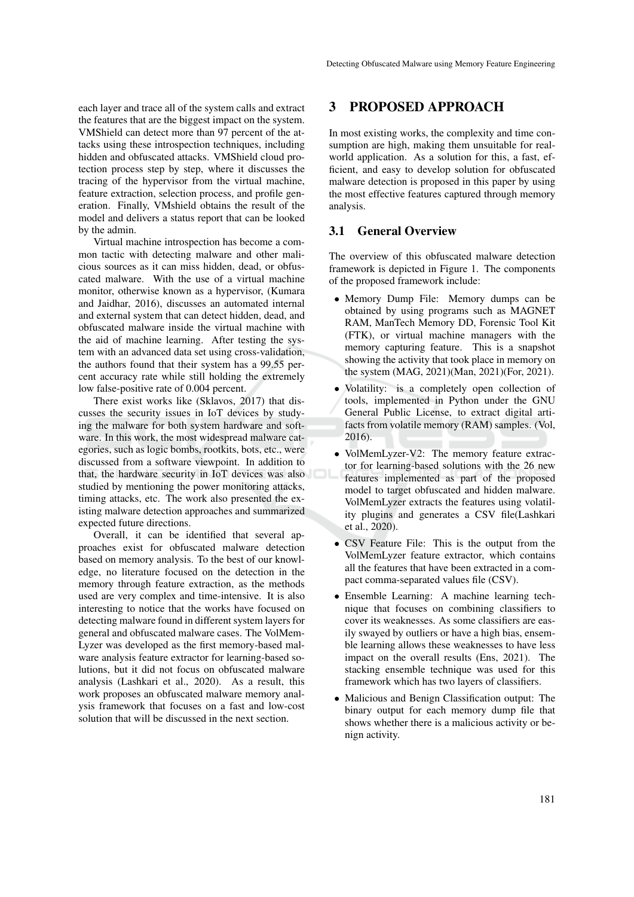each layer and trace all of the system calls and extract the features that are the biggest impact on the system. VMShield can detect more than 97 percent of the attacks using these introspection techniques, including hidden and obfuscated attacks. VMShield cloud protection process step by step, where it discusses the tracing of the hypervisor from the virtual machine, feature extraction, selection process, and profile generation. Finally, VMshield obtains the result of the model and delivers a status report that can be looked by the admin.

Virtual machine introspection has become a common tactic with detecting malware and other malicious sources as it can miss hidden, dead, or obfuscated malware. With the use of a virtual machine monitor, otherwise known as a hypervisor, (Kumara and Jaidhar, 2016), discusses an automated internal and external system that can detect hidden, dead, and obfuscated malware inside the virtual machine with the aid of machine learning. After testing the system with an advanced data set using cross-validation, the authors found that their system has a 99.55 percent accuracy rate while still holding the extremely low false-positive rate of 0.004 percent.

There exist works like (Sklavos, 2017) that discusses the security issues in IoT devices by studying the malware for both system hardware and software. In this work, the most widespread malware categories, such as logic bombs, rootkits, bots, etc., were discussed from a software viewpoint. In addition to that, the hardware security in IoT devices was also studied by mentioning the power monitoring attacks, timing attacks, etc. The work also presented the existing malware detection approaches and summarized expected future directions.

Overall, it can be identified that several approaches exist for obfuscated malware detection based on memory analysis. To the best of our knowledge, no literature focused on the detection in the memory through feature extraction, as the methods used are very complex and time-intensive. It is also interesting to notice that the works have focused on detecting malware found in different system layers for general and obfuscated malware cases. The VolMemLyzer was developed as the first memory-based malware analysis feature extractor for learning-based solutions, but it did not focus on obfuscated malware analysis (Lashkari et al., 2020). As a result, this work proposes an obfuscated malware memory analysis framework that focuses on a fast and low-cost solution that will be discussed in the next section.

# 3 PROPOSED APPROACH

In most existing works, the complexity and time consumption are high, making them unsuitable for real-world application. As a solution for this, a fast, efficient, and easy to develop solution for obfuscated malware detection is proposed in this paper by using the most effective features captured through memory analysis.

## 3.1 General Overview

The overview of this obfuscated malware detection framework is depicted in Figure 1. The components of the proposed framework include:

- Memory Dump File: Memory dumps can be obtained by using programs such as MAGNET RAM, ManTech Memory DD, Forensic Tool Kit (FTK), or virtual machine managers with the memory capturing feature. This is a snapshot showing the activity that took place in memory on the system (MAG, 2021)(Man, 2021)(For, 2021).
- Volatility: is a completely open collection of tools, implemented in Python under the GNU General Public License, to extract digital artifacts from volatile memory (RAM) samples. (Vol, 2016).
- VolMemLyzer-V2: The memory feature extractor for learning-based solutions with the 26 new features implemented as part of the proposed model to target obfuscated and hidden malware. VolMemLyzer extracts the features using volatility plugins and generates a CSV file(Lashkari et al., 2020).
- CSV Feature File: This is the output from the VolMemLyzer feature extractor, which contains all the features that have been extracted in a compact comma-separated values file (CSV).
- Ensemble Learning: A machine learning technique that focuses on combining classifiers to cover its weaknesses. As some classifiers are easily swayed by outliers or have a high bias, ensemble learning allows these weaknesses to have less impact on the overall results (Ens, 2021). The stacking ensemble technique was used for this framework which has two layers of classifiers.
- Malicious and Benign Classification output: The binary output for each memory dump file that shows whether there is a malicious activity or benign activity.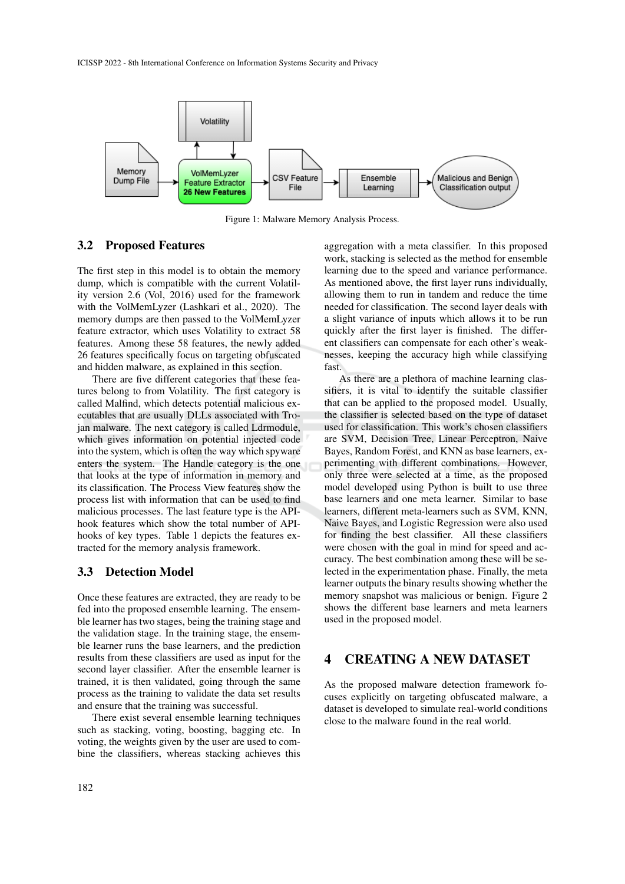Figure 1: Malware Memory Analysis Process.

### 3.2 Proposed Features

The first step in this model is to obtain the memory dump, which is compatible with the current Volatility version 2.6 (Vol, 2016) used for the framework with the VolMemLyzer (Lashkari et al., 2020). The memory dumps are then passed to the VolMemLyzer feature extractor, which uses Volatility to extract 58 features. Among these 58 features, the newly added 26 features specifically focus on targeting obfuscated and hidden malware, as explained in this section.

There are five different categories that these features belong to from Volatility. The first category is called Malfind, which detects potential malicious executables that are usually DLLs associated with Trojan malware. The next category is called Ldrmodule, which gives information on potential injected code into the system, which is often the way which spyware enters the system. The Handle category is the one that looks at the type of information in memory and its classification. The Process View features show the process list with information that can be used to find malicious processes. The last feature type is the API-hook features which show the total number of API-hooks of key types. Table 1 depicts the features extracted for the memory analysis framework.

### 3.3 Detection Model

Once these features are extracted, they are ready to be fed into the proposed ensemble learning. The ensemble learner has two stages, being the training stage and the validation stage. In the training stage, the ensemble learner runs the base learners, and the prediction results from these classifiers are used as input for the second layer classifier. After the ensemble learner is trained, it is then validated, going through the same process as the training to validate the data set results and ensure that the training was successful.

There exist several ensemble learning techniques such as stacking, voting, boosting, bagging etc. In voting, the weights given by the user are used to combine the classifiers, whereas stacking achieves this aggregation with a meta classifier. In this proposed work, stacking is selected as the method for ensemble learning due to the speed and variance performance. As mentioned above, the first layer runs individually, allowing them to run in tandem and reduce the time needed for classification. The second layer deals with a slight variance of inputs which allows it to be run quickly after the first layer is finished. The different classifiers can compensate for each other's weaknesses, keeping the accuracy high while classifying fast.

As there are a plethora of machine learning classifiers, it is vital to identify the suitable classifier that can be applied to the proposed model. Usually, the classifier is selected based on the type of dataset used for classification. This work's chosen classifiers are SVM, Decision Tree, Linear Perceptron, Naive Bayes, Random Forest, and KNN as base learners, experimenting with different combinations. However, only three were selected at a time, as the proposed model developed using Python is built to use three base learners and one meta learner. Similar to base learners, different meta-learners such as SVM, KNN, Naive Bayes, and Logistic Regression were also used for finding the best classifier. All these classifiers were chosen with the goal in mind for speed and accuracy. The best combination among these will be selected in the experimentation phase. Finally, the meta learner outputs the binary results showing whether the memory snapshot was malicious or benign. Figure 2 shows the different base learners and meta learners used in the proposed model.

## 4 CREATING A NEW DATASET

As the proposed malware detection framework focuses explicitly on targeting obfuscated malware, a dataset is developed to simulate real-world conditions close to the malware found in the real world.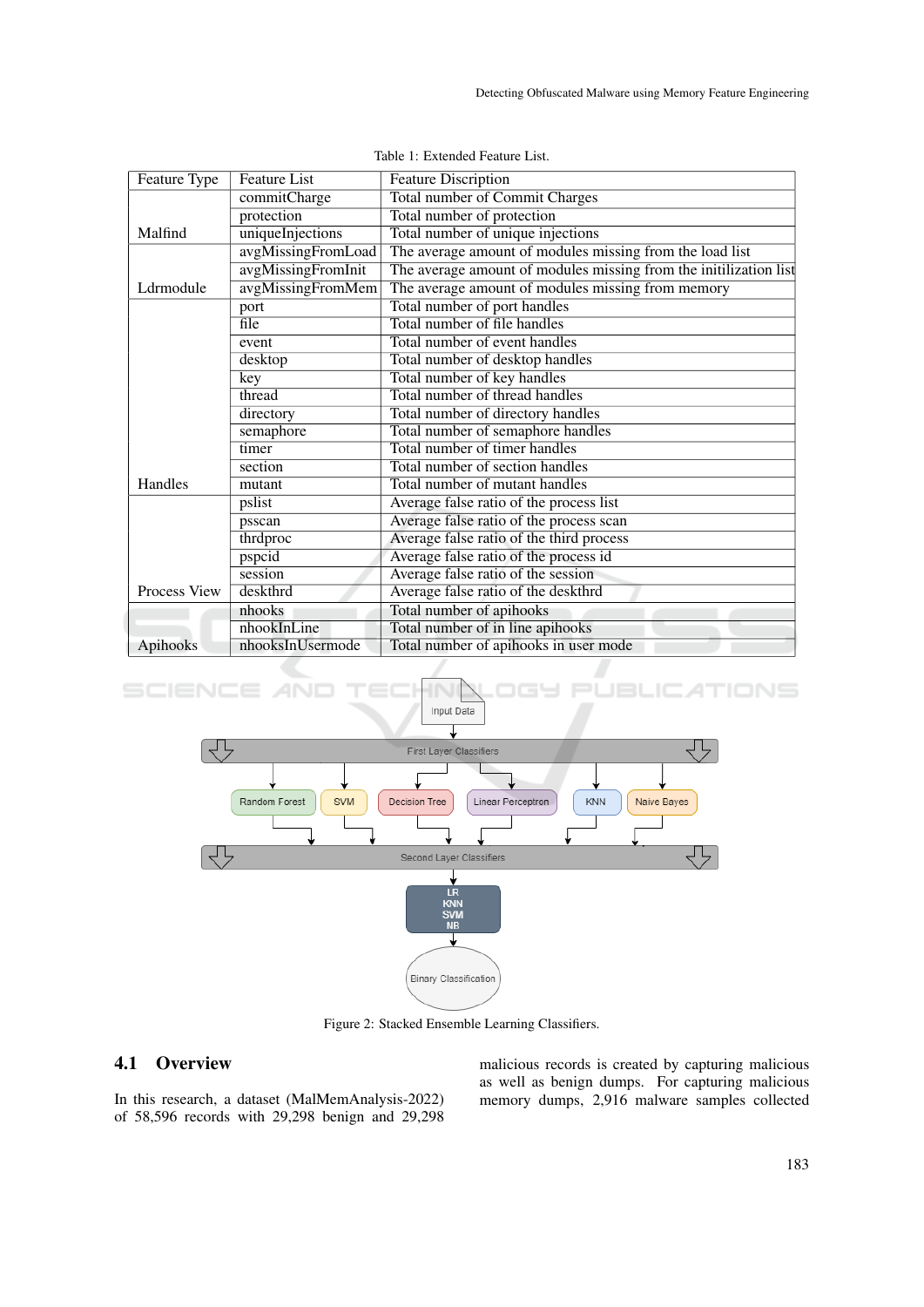Table 1: Extended Feature List.

| Feature Type | Feature List | Feature Discription |
|---|---|---|
| Malfind | commitCharge | Total number of Commit Charges |
| | protection | Total number of protection |
| | uniqueInjections | Total number of unique injections |
| Ldrmodule | avgMissingFromLoad | The average amount of modules missing from the load list |
| | avgMissingFromInit | The average amount of modules missing from the initilization list |
| | avgMissingFromMem | The average amount of modules missing from memory |
| Handles | port | Total number of port handles |
| | file | Total number of file handles |
| | event | Total number of event handles |
| | desktop | Total number of desktop handles |
| | key | Total number of key handles |
| | thread | Total number of thread handles |
| | directory | Total number of directory handles |
| | semaphore | Total number of semaphore handles |
| | timer | Total number of timer handles |
| | section | Total number of section handles |
| | mutant | Total number of mutant handles |
| Process View | pslist | Average false ratio of the process list |
| | psscan | Average false ratio of the process scan |
| | thrdproc | Average false ratio of the third process |
| | pspcid | Average false ratio of the process id |
| | session | Average false ratio of the session |
| | deskthrd | Average false ratio of the deskthrd |
| Apihooks | nhooks | Total number of apihooks |
| | nhookInLine | Total number of in line apihooks |
| | nhooksInUsermode | Total number of apihooks in user mode |

Figure 2: Stacked Ensemble Learning Classifiers.

## 4.1 Overview

In this research, a dataset (MalMemAnalysis-2022) of 58,596 records with 29,298 benign and 29,298 malicious records is created by capturing malicious as well as benign dumps. For capturing malicious memory dumps, 2,916 malware samples collected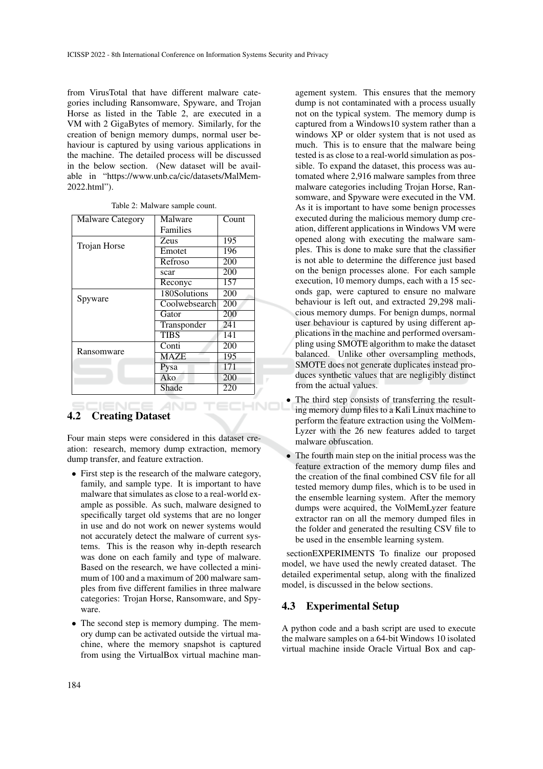from VirusTotal that have different malware categories including Ransomware, Spyware, and Trojan Horse as listed in the Table 2, are executed in a VM with 2 GigaBytes of memory. Similarly, for the creation of benign memory dumps, normal user behaviour is captured by using various applications in the machine. The detailed process will be discussed in the below section. (New dataset will be available in "https://www.unb.ca/cic/datasets/MalMem-2022.html").

Table 2: Malware sample count.

| Malware Category | Malware Families | Count |
|---|---|---|
| Trojan Horse | Zeus | 195 |
| | Emotet | 196 |
| | Refroso | 200 |
| | scar | 200 |
| | Reconyc | 157 |
| Spyware | 180Solutions | 200 |
| | Coolwebsearch | 200 |
| | Gator | 200 |
| | Transponder | 241 |
| | TIBS | 141 |
| Ransomware | Conti | 200 |
| | MAZE | 195 |
| | Pysa | 171 |
| | Ako | 200 |
| | Shade | 220 |

## 4.2 Creating Dataset

Four main steps were considered in this dataset creation: research, memory dump extraction, memory dump transfer, and feature extraction.

- First step is the research of the malware category, family, and sample type. It is important to have malware that simulates as close to a real-world example as possible. As such, malware designed to specifically target old systems that are no longer in use and do not work on newer systems would not accurately detect the malware of current systems. This is the reason why in-depth research was done on each family and type of malware. Based on the research, we have collected a minimum of 100 and a maximum of 200 malware samples from five different families in three malware categories: Trojan Horse, Ransomware, and Spyware.
- The second step is memory dumping. The memory dump can be activated outside the virtual machine, where the memory snapshot is captured from using the VirtualBox virtual machine management system. This ensures that the memory dump is not contaminated with a process usually not on the typical system. The memory dump is captured from a Windows10 system rather than a windows XP or older system that is not used as much. This is to ensure that the malware being tested is as close to a real-world simulation as possible. To expand the dataset, this process was automated where 2,916 malware samples from three malware categories including Trojan Horse, Ransomware, and Spyware were executed in the VM. As it is important to have some benign processes executed during the malicious memory dump creation, different applications in Windows VM were opened along with executing the malware samples. This is done to make sure that the classifier is not able to determine the difference just based on the benign processes alone. For each sample execution, 10 memory dumps, each with a 15 seconds gap, were captured to ensure no malware behaviour is left out, and extracted 29,298 malicious memory dumps. For benign dumps, normal user behaviour is captured by using different applications in the machine and performed oversampling using SMOTE algorithm to make the dataset balanced. Unlike other oversampling methods, SMOTE does not generate duplicates instead produces synthetic values that are negligibly distinct from the actual values.
- The third step consists of transferring the resulting memory dump files to a Kali Linux machine to perform the feature extraction using the VolMemLyzer with the 26 new features added to target malware obfuscation.
- The fourth main step on the initial process was the feature extraction of the memory dump files and the creation of the final combined CSV file for all tested memory dump files, which is to be used in the ensemble learning system. After the memory dumps were acquired, the VolMemLyzer feature extractor ran on all the memory dumped files in the folder and generated the resulting CSV file to be used in the ensemble learning system.

sectionEXPERIMENTS To finalize our proposed model, we have used the newly created dataset. The detailed experimental setup, along with the finalized model, is discussed in the below sections.

## 4.3 Experimental Setup

A python code and a bash script are used to execute the malware samples on a 64-bit Windows 10 isolated virtual machine inside Oracle Virtual Box and cap-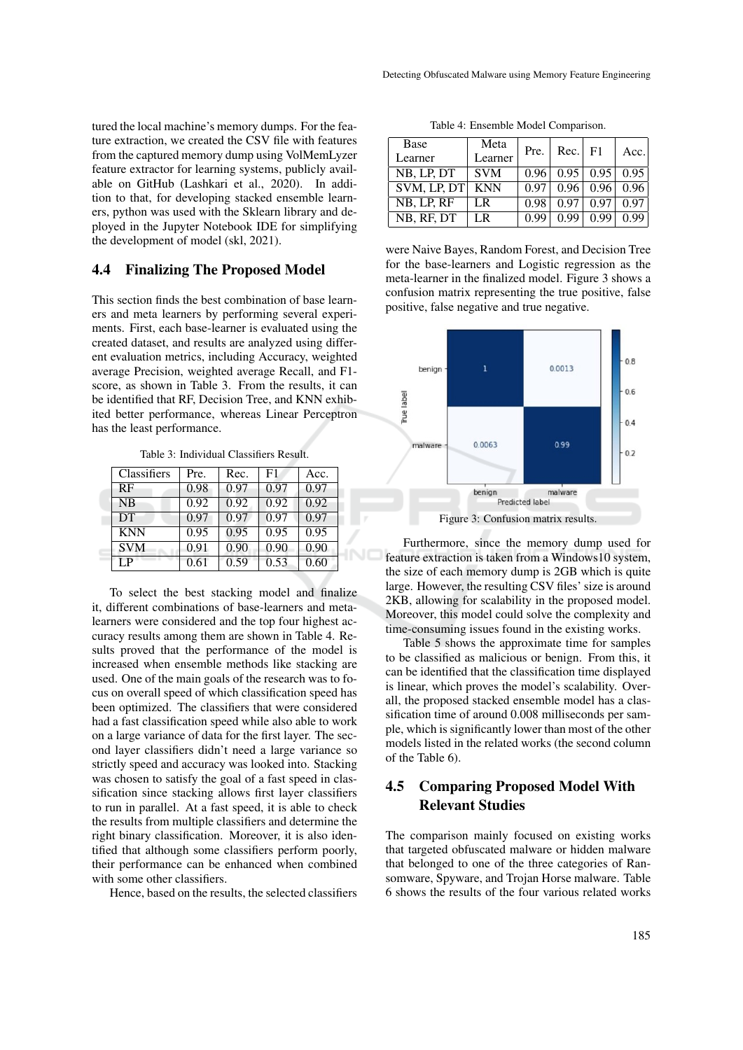tured the local machine's memory dumps. For the feature extraction, we created the CSV file with features from the captured memory dump using VolMemLyzer feature extractor for learning systems, publicly available on GitHub (Lashkari et al., 2020). In addition to that, for developing stacked ensemble learners, python was used with the Sklearn library and deployed in the Jupyter Notebook IDE for simplifying the development of model (skl, 2021).

### 4.4 Finalizing The Proposed Model

This section finds the best combination of base learners and meta learners by performing several experiments. First, each base-learner is evaluated using the created dataset, and results are analyzed using different evaluation metrics, including Accuracy, weighted average Precision, weighted average Recall, and F1-score, as shown in Table 3. From the results, it can be identified that RF, Decision Tree, and KNN exhibited better performance, whereas Linear Perceptron has the least performance.

Table 3: Individual Classifiers Result.

| Classifiers | Pre. | Rec. | F1 | Acc. |
|---|---|---|---|---|
| RF | 0.98 | 0.97 | 0.97 | 0.97 |
| NB | 0.92 | 0.92 | 0.92 | 0.92 |
| DT | 0.97 | 0.97 | 0.97 | 0.97 |
| KNN | 0.95 | 0.95 | 0.95 | 0.95 |
| SVM | 0.91 | 0.90 | 0.90 | 0.90 |
| LP | 0.61 | 0.59 | 0.53 | 0.60 |

To select the best stacking model and finalize it, different combinations of base-learners and meta-learners were considered and the top four highest accuracy results among them are shown in Table 4. Results proved that the performance of the model is increased when ensemble methods like stacking are used. One of the main goals of the research was to focus on overall speed of which classification speed has been optimized. The classifiers that were considered had a fast classification speed while also able to work on a large variance of data for the first layer. The second layer classifiers didn't need a large variance so strictly speed and accuracy was looked into. Stacking was chosen to satisfy the goal of a fast speed in classification since stacking allows first layer classifiers to run in parallel. At a fast speed, it is able to check the results from multiple classifiers and determine the right binary classification. Moreover, it is also identified that although some classifiers perform poorly, their performance can be enhanced when combined with some other classifiers.

Hence, based on the results, the selected classifiers were Naive Bayes, Random Forest, and Decision Tree for the base-learners and Logistic regression as the meta-learner in the finalized model. Figure 3 shows a confusion matrix representing the true positive, false positive, false negative and true negative.

Table 4: Ensemble Model Comparison.

| Base Learner | Meta Learner | Pre. | Rec. | F1 | Acc. |
|---|---|---|---|---|---|
| NB, LP, DT | SVM | 0.96 | 0.95 | 0.95 | 0.95 |
| SVM, LP, DT | KNN | 0.97 | 0.96 | 0.96 | 0.96 |
| NB, LP, RF | LR | 0.98 | 0.97 | 0.97 | 0.97 |
| NB, RF, DT | LR | 0.99 | 0.99 | 0.99 | 0.99 |

| True label \ Predicted label | benign | malware |
|---|---|---|
| benign | 1 | 0.0013 |
| malware | 0.0063 | 0.99 |

Figure 3: Confusion matrix results.

Furthermore, since the memory dump used for feature extraction is taken from a Windows10 system, the size of each memory dump is 2GB which is quite large. However, the resulting CSV files' size is around 2KB, allowing for scalability in the proposed model. Moreover, this model could solve the complexity and time-consuming issues found in the existing works.

Table 5 shows the approximate time for samples to be classified as malicious or benign. From this, it can be identified that the classification time displayed is linear, which proves the model's scalability. Overall, the proposed stacked ensemble model has a classification time of around 0.008 milliseconds per sample, which is significantly lower than most of the other models listed in the related works (the second column of the Table 6).

### 4.5 Comparing Proposed Model With Relevant Studies

The comparison mainly focused on existing works that targeted obfuscated malware or hidden malware that belonged to one of the three categories of Ransomware, Spyware, and Trojan Horse malware. Table 6 shows the results of the four various related works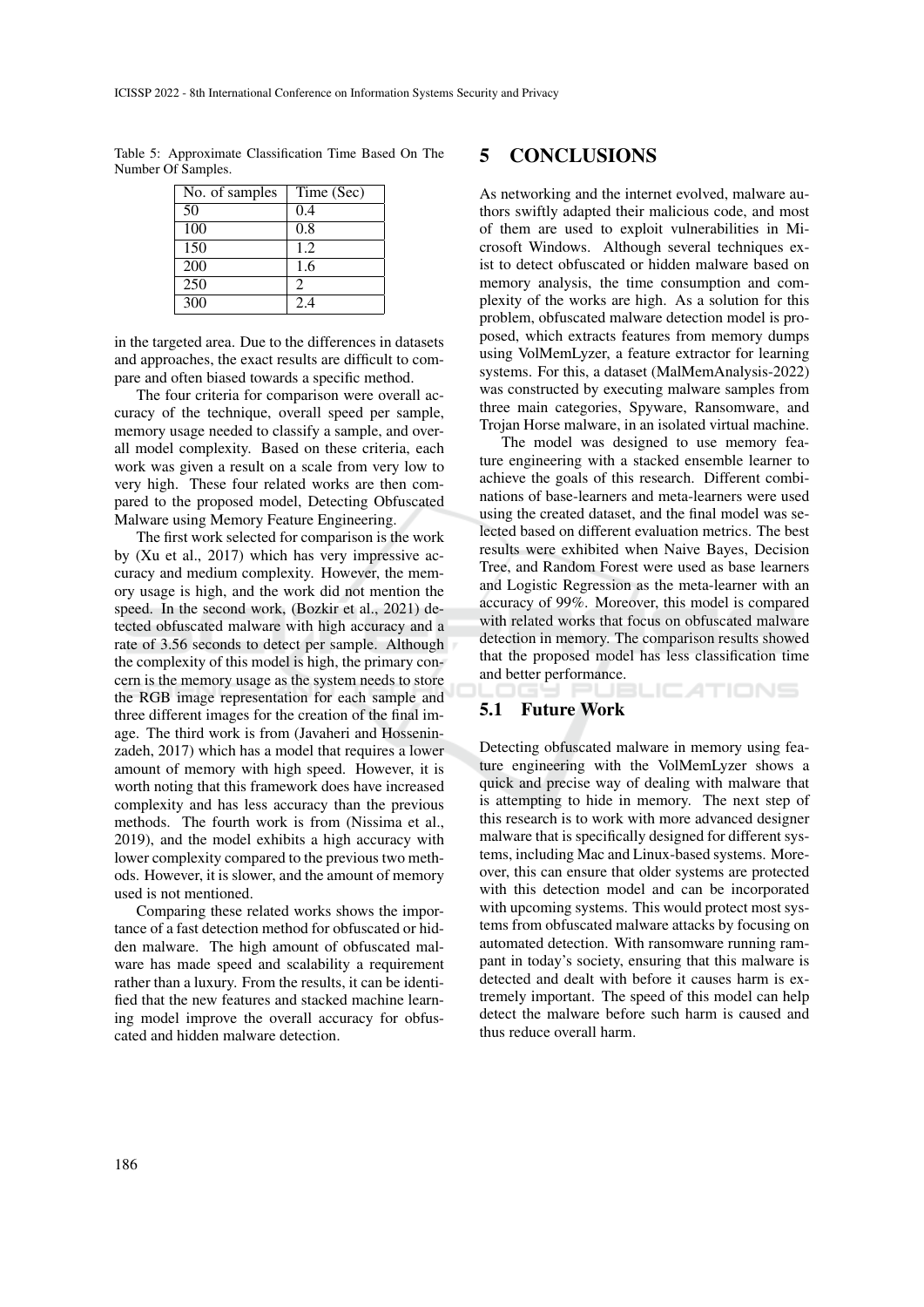Table 5: Approximate Classification Time Based On The Number Of Samples.

| No. of samples | Time (Sec) |
|---|---|
| 50 | 0.4 |
| 100 | 0.8 |
| 150 | 1.2 |
| 200 | 1.6 |
| 250 | 2 |
| 300 | 2.4 |

in the targeted area. Due to the differences in datasets and approaches, the exact results are difficult to compare and often biased towards a specific method.

The four criteria for comparison were overall accuracy of the technique, overall speed per sample, memory usage needed to classify a sample, and overall model complexity. Based on these criteria, each work was given a result on a scale from very low to very high. These four related works are then compared to the proposed model, Detecting Obfuscated Malware using Memory Feature Engineering.

The first work selected for comparison is the work by (Xu et al., 2017) which has very impressive accuracy and medium complexity. However, the memory usage is high, and the work did not mention the speed. In the second work, (Bozkir et al., 2021) detected obfuscated malware with high accuracy and a rate of 3.56 seconds to detect per sample. Although the complexity of this model is high, the primary concern is the memory usage as the system needs to store the RGB image representation for each sample and three different images for the creation of the final image. The third work is from (Javaheri and Hosseninzadeh, 2017) which has a model that requires a lower amount of memory with high speed. However, it is worth noting that this framework does have increased complexity and has less accuracy than the previous methods. The fourth work is from (Nissima et al., 2019), and the model exhibits a high accuracy with lower complexity compared to the previous two methods. However, it is slower, and the amount of memory used is not mentioned.

Comparing these related works shows the importance of a fast detection method for obfuscated or hidden malware. The high amount of obfuscated malware has made speed and scalability a requirement rather than a luxury. From the results, it can be identified that the new features and stacked machine learning model improve the overall accuracy for obfuscated and hidden malware detection.

# 5 CONCLUSIONS

As networking and the internet evolved, malware authors swiftly adapted their malicious code, and most of them are used to exploit vulnerabilities in Microsoft Windows. Although several techniques exist to detect obfuscated or hidden malware based on memory analysis, the time consumption and complexity of the works are high. As a solution for this problem, obfuscated malware detection model is proposed, which extracts features from memory dumps using VolMemLyzer, a feature extractor for learning systems. For this, a dataset (MalMemAnalysis-2022) was constructed by executing malware samples from three main categories, Spyware, Ransomware, and Trojan Horse malware, in an isolated virtual machine.

The model was designed to use memory feature engineering with a stacked ensemble learner to achieve the goals of this research. Different combinations of base-learners and meta-learners were used using the created dataset, and the final model was selected based on different evaluation metrics. The best results were exhibited when Naive Bayes, Decision Tree, and Random Forest were used as base learners and Logistic Regression as the meta-learner with an accuracy of 99%. Moreover, this model is compared with related works that focus on obfuscated malware detection in memory. The comparison results showed that the proposed model has less classification time and better performance.

## 5.1 Future Work

Detecting obfuscated malware in memory using feature engineering with the VolMemLyzer shows a quick and precise way of dealing with malware that is attempting to hide in memory. The next step of this research is to work with more advanced designer malware that is specifically designed for different systems, including Mac and Linux-based systems. Moreover, this can ensure that older systems are protected with this detection model and can be incorporated with upcoming systems. This would protect most systems from obfuscated malware attacks by focusing on automated detection. With ransomware running rampant in today's society, ensuring that this malware is detected and dealt with before it causes harm is extremely important. The speed of this model can help detect the malware before such harm is caused and thus reduce overall harm.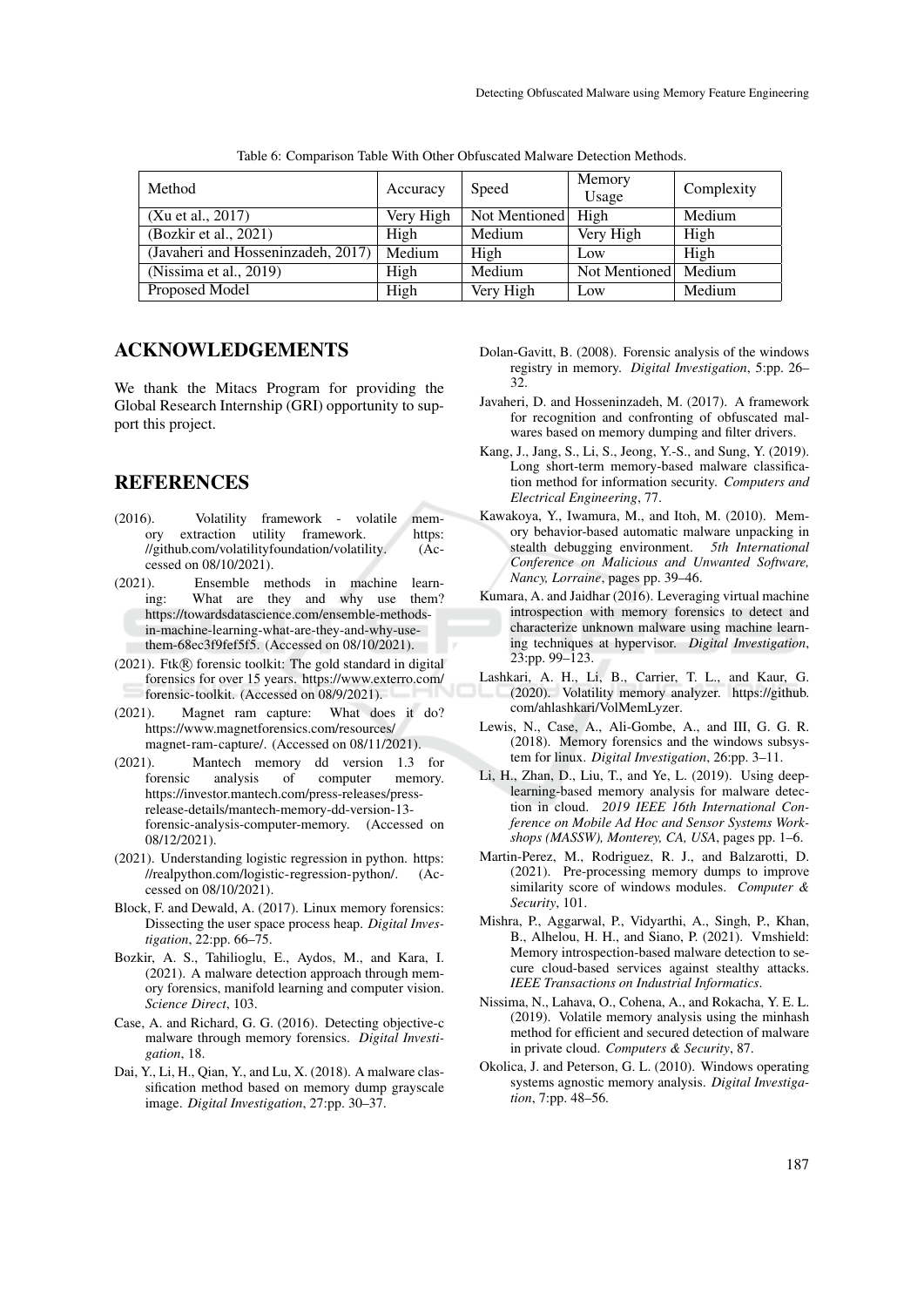Table 6: Comparison Table With Other Obfuscated Malware Detection Methods.

| Method | Accuracy | Speed | Memory Usage | Complexity |
|---|---|---|---|---|
| (Xu et al., 2017) | Very High | Not Mentioned | High | Medium |
| (Bozkir et al., 2021) | High | Medium | Very High | High |
| (Javaheri and Hosseninzadeh, 2017) | Medium | High | Low | High |
| (Nissima et al., 2019) | High | Medium | Not Mentioned | Medium |
| Proposed Model | High | Very High | Low | Medium |

## ACKNOWLEDGEMENTS

We thank the Mitacs Program for providing the Global Research Internship (GRI) opportunity to support this project.

## REFERENCES

(2016). Volatility framework - volatile memory extraction utility framework. https://github.com/volatilityfoundation/volatility. (Accessed on 08/10/2021).

(2021). Ensemble methods in machine learning: What are they and why use them? https://towardsdatascience.com/ensemble-methods-in-machine-learning-what-are-they-and-why-use-them-68ec3f9fef5f5. (Accessed on 08/10/2021).

(2021). Ftk® forensic toolkit: The gold standard in digital forensics for over 15 years. https://www.exterro.com/forensic-toolkit. (Accessed on 08/9/2021).

(2021). Magnet ram capture: What does it do? https://www.magnetforensics.com/resources/magnet-ram-capture/. (Accessed on 08/11/2021).

(2021). Mantech memory dd version 1.3 for forensic analysis of computer memory. https://investor.mantech.com/press-releases/press-release-details/mantech-memory-dd-version-13-forensic-analysis-computer-memory. (Accessed on 08/12/2021).

(2021). Understanding logistic regression in python. https://realpython.com/logistic-regression-python/. (Accessed on 08/10/2021).

Block, F. and Dewald, A. (2017). Linux memory forensics: Dissecting the user space process heap. *Digital Investigation*, 22:pp. 66–75.

Bozkir, A. S., Tahilioglu, E., Aydos, M., and Kara, I. (2021). A malware detection approach through memory forensics, manifold learning and computer vision. *Science Direct*, 103.

Case, A. and Richard, G. G. (2016). Detecting objective-c malware through memory forensics. *Digital Investigation*, 18.

Dai, Y., Li, H., Qian, Y., and Lu, X. (2018). A malware classification method based on memory dump grayscale image. *Digital Investigation*, 27:pp. 30–37.

Dolan-Gavitt, B. (2008). Forensic analysis of the windows registry in memory. *Digital Investigation*, 5:pp. 26–32.

Javaheri, D. and Hosseninzadeh, M. (2017). A framework for recognition and confronting of obfuscated malwares based on memory dumping and filter drivers.

Kang, J., Jang, S., Li, S., Jeong, Y.-S., and Sung, Y. (2019). Long short-term memory-based malware classification method for information security. *Computers and Electrical Engineering*, 77.

Kawakoya, Y., Iwamura, M., and Itoh, M. (2010). Memory behavior-based automatic malware unpacking in stealth debugging environment. *5th International Conference on Malicious and Unwanted Software, Nancy, Lorraine*, pages pp. 39–46.

Kumara, A. and Jaidhar (2016). Leveraging virtual machine introspection with memory forensics to detect and characterize unknown malware using machine learning techniques at hypervisor. *Digital Investigation*, 23:pp. 99–123.

Lashkari, A. H., Li, B., Carrier, T. L., and Kaur, G. (2020). Volatility memory analyzer. https://github.com/ahlashkari/VolMemLyzer.

Lewis, N., Case, A., Ali-Gombe, A., and III, G. G. R. (2018). Memory forensics and the windows subsystem for linux. *Digital Investigation*, 26:pp. 3–11.

Li, H., Zhan, D., Liu, T., and Ye, L. (2019). Using deep-learning-based memory analysis for malware detection in cloud. *2019 IEEE 16th International Conference on Mobile Ad Hoc and Sensor Systems Workshops (MASSW), Monterey, CA, USA*, pages pp. 1–6.

Martin-Perez, M., Rodriguez, R. J., and Balzarotti, D. (2021). Pre-processing memory dumps to improve similarity score of windows modules. *Computer & Security*, 101.

Mishra, P., Aggarwal, P., Vidyarthi, A., Singh, P., Khan, B., Alhelou, H. H., and Siano, P. (2021). Vmshield: Memory introspection-based malware detection to secure cloud-based services against stealthy attacks. *IEEE Transactions on Industrial Informatics*.

Nissima, N., Lahava, O., Cohena, A., and Rokacha, Y. E. L. (2019). Volatile memory analysis using the minhash method for efficient and secured detection of malware in private cloud. *Computers & Security*, 87.

Okolica, J. and Peterson, G. L. (2010). Windows operating systems agnostic memory analysis. *Digital Investigation*, 7:pp. 48–56.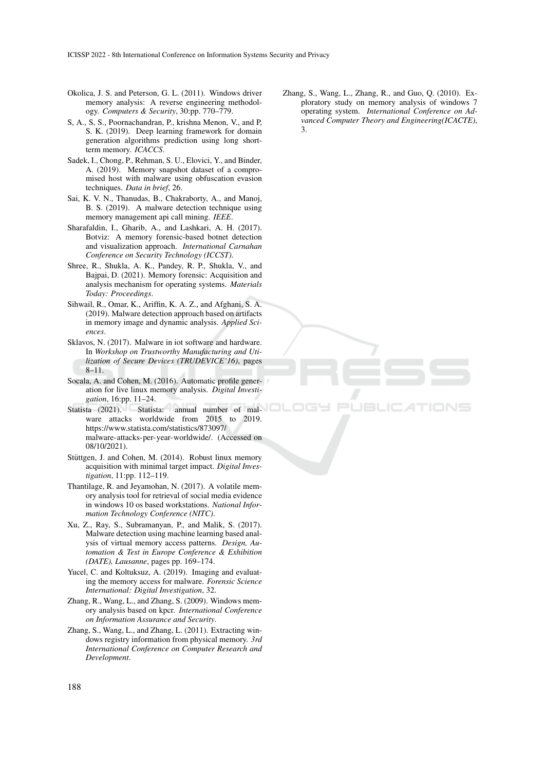Okolica, J. S. and Peterson, G. L. (2011). Windows driver memory analysis: A reverse engineering methodology. *Computers & Security*, 30:pp. 770–779.

S, A., S, S., Poornachandran, P., krishna Menon, V., and P, S. K. (2019). Deep learning framework for domain generation algorithms prediction using long short-term memory. *ICACCS*.

Sadek, I., Chong, P., Rehman, S. U., Elovici, Y., and Binder, A. (2019). Memory snapshot dataset of a compromised host with malware using obfuscation evasion techniques. *Data in brief*, 26.

Sai, K. V. N., Thanudas, B., Chakraborty, A., and Manoj, B. S. (2019). A malware detection technique using memory management api call mining. *IEEE*.

Sharafaldin, I., Gharib, A., and Lashkari, A. H. (2017). Botviz: A memory forensic-based botnet detection and visualization approach. *International Carnahan Conference on Security Technology (ICCST)*.

Shree, R., Shukla, A. K., Pandey, R. P., Shukla, V., and Bajpai, D. (2021). Memory forensic: Acquisition and analysis mechanism for operating systems. *Materials Today: Proceedings*.

Sihwail, R., Omar, K., Ariffin, K. A. Z., and Afghani, S. A. (2019). Malware detection approach based on artifacts in memory image and dynamic analysis. *Applied Sciences*.

Sklavos, N. (2017). Malware in iot software and hardware. In *Workshop on Trustworthy Manufacturing and Utilization of Secure Devices (TRUDEVICE'16)*, pages 8–11.

Socala, A. and Cohen, M. (2016). Automatic profile generation for live linux memory analysis. *Digital Investigation*, 16:pp. 11–24.

Statista (2021). Statista: annual number of malware attacks worldwide from 2015 to 2019. https://www.statista.com/statistics/873097/malware-attacks-per-year-worldwide/. (Accessed on 08/10/2021).

Stüttgen, J. and Cohen, M. (2014). Robust linux memory acquisition with minimal target impact. *Digital Investigation*, 11:pp. 112–119.

Thantilage, R. and Jeyamohan, N. (2017). A volatile memory analysis tool for retrieval of social media evidence in windows 10 os based workstations. *National Information Technology Conference (NITC)*.

Xu, Z., Ray, S., Subramanyan, P., and Malik, S. (2017). Malware detection using machine learning based analysis of virtual memory access patterns. *Design, Automation & Test in Europe Conference & Exhibition (DATE), Lausanne*, pages pp. 169–174.

Yucel, C. and Koltuksuz, A. (2019). Imaging and evaluating the memory access for malware. *Forensic Science International: Digital Investigation*, 32.

Zhang, R., Wang, L., and Zhang, S. (2009). Windows memory analysis based on kpcr. *International Conference on Information Assurance and Security*.

Zhang, S., Wang, L., and Zhang, L. (2011). Extracting windows registry information from physical memory. *3rd International Conference on Computer Research and Development*.

Zhang, S., Wang, L., Zhang, R., and Guo, Q. (2010). Exploratory study on memory analysis of windows 7 operating system. *International Conference on Advanced Computer Theory and Engineering(ICACTE)*, 3.